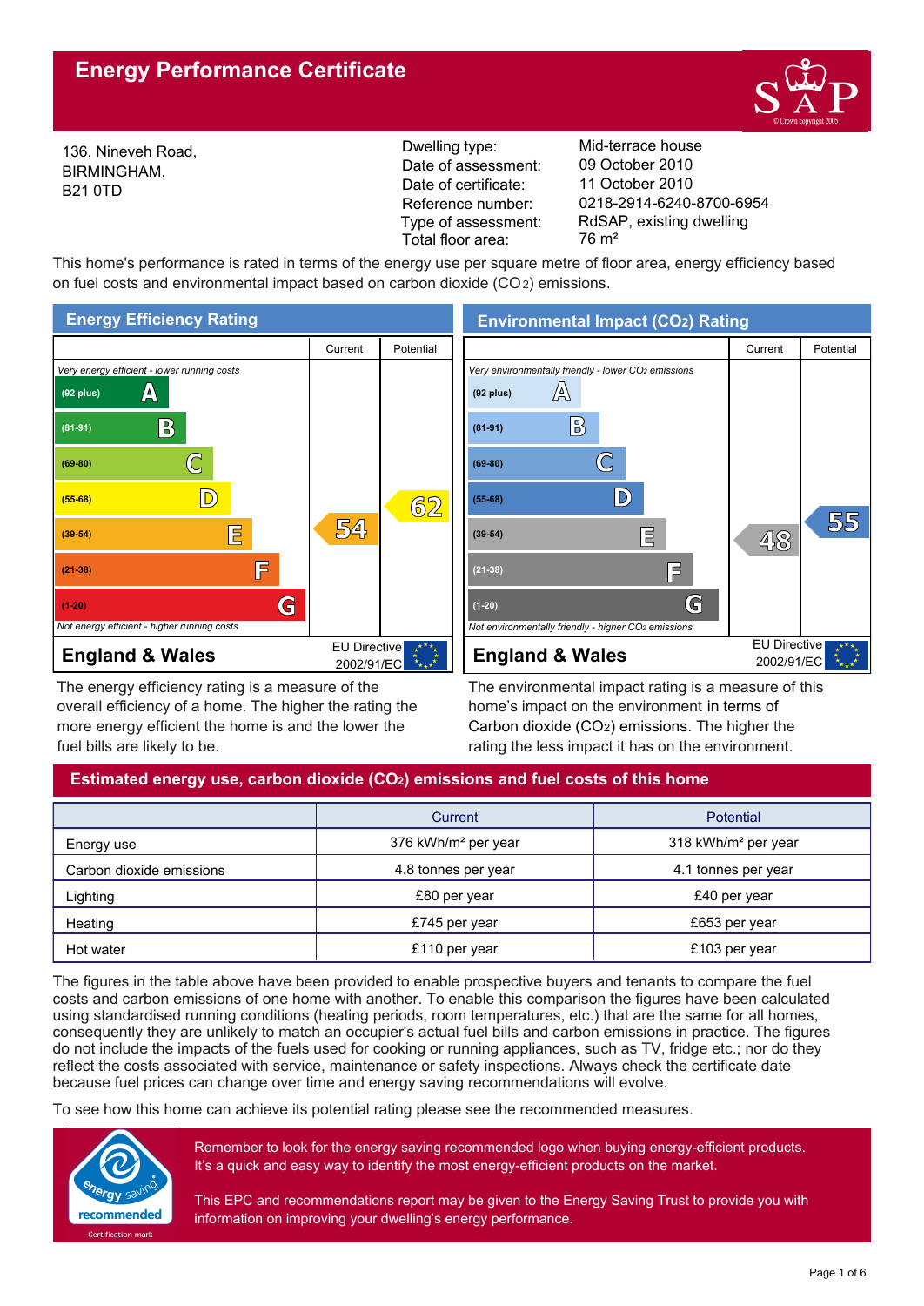# Energy Performance Certificate

136, Nineveh Road,
BIRMINGHAM,
B21 0TD

| | |
|---|---|
| Dwelling type: | Mid-terrace house |
| Date of assessment: | 09 October 2010 |
| Date of certificate: | 11 October 2010 |
| Reference number: | 0218-2914-6240-8700-6954 |
| Type of assessment: | RdSAP, existing dwelling |
| Total floor area: | 76 m² |

This home's performance is rated in terms of the energy use per square metre of floor area, energy efficiency based on fuel costs and environmental impact based on carbon dioxide ($CO_2$) emissions.

## Energy Efficiency Rating

| | Current | Potential |
|---|---|---|
| *Very energy efficient - lower running costs* | | |
| (92 plus) A | | |
| (81-91) B | | |
| (69-80) C | | |
| (55-68) D | | 62 |
| (39-54) E | 54 | |
| (21-38) F | | |
| (1-20) G | | |
| *Not energy efficient - higher running costs* | | |
| **England & Wales** — EU Directive 2002/91/EC | | |

The energy efficiency rating is a measure of the overall efficiency of a home. The higher the rating the more energy efficient the home is and the lower the fuel bills are likely to be.

## Environmental Impact ($CO_2$) Rating

| | Current | Potential |
|---|---|---|
| *Very environmentally friendly - lower $CO_2$ emissions* | | |
| (92 plus) A | | |
| (81-91) B | | |
| (69-80) C | | |
| (55-68) D | | 55 |
| (39-54) E | 48 | |
| (21-38) F | | |
| (1-20) G | | |
| *Not environmentally friendly - higher $CO_2$ emissions* | | |
| **England & Wales** — EU Directive 2002/91/EC | | |

The environmental impact rating is a measure of this home's impact on the environment in terms of Carbon dioxide ($CO_2$) emissions. The higher the rating the less impact it has on the environment.

## Estimated energy use, carbon dioxide ($CO_2$) emissions and fuel costs of this home

| | Current | Potential |
|---|---|---|
| Energy use | 376 kWh/m² per year | 318 kWh/m² per year |
| Carbon dioxide emissions | 4.8 tonnes per year | 4.1 tonnes per year |
| Lighting | £80 per year | £40 per year |
| Heating | £745 per year | £653 per year |
| Hot water | £110 per year | £103 per year |

The figures in the table above have been provided to enable prospective buyers and tenants to compare the fuel costs and carbon emissions of one home with another. To enable this comparison the figures have been calculated using standardised running conditions (heating periods, room temperatures, etc.) that are the same for all homes, consequently they are unlikely to match an occupier's actual fuel bills and carbon emissions in practice. The figures do not include the impacts of the fuels used for cooking or running appliances, such as TV, fridge etc.; nor do they reflect the costs associated with service, maintenance or safety inspections. Always check the certificate date because fuel prices can change over time and energy saving recommendations will evolve.

To see how this home can achieve its potential rating please see the recommended measures.

energy saving recommended — Certification mark

Remember to look for the energy saving recommended logo when buying energy-efficient products. It's a quick and easy way to identify the most energy-efficient products on the market.

This EPC and recommendations report may be given to the Energy Saving Trust to provide you with information on improving your dwelling's energy performance.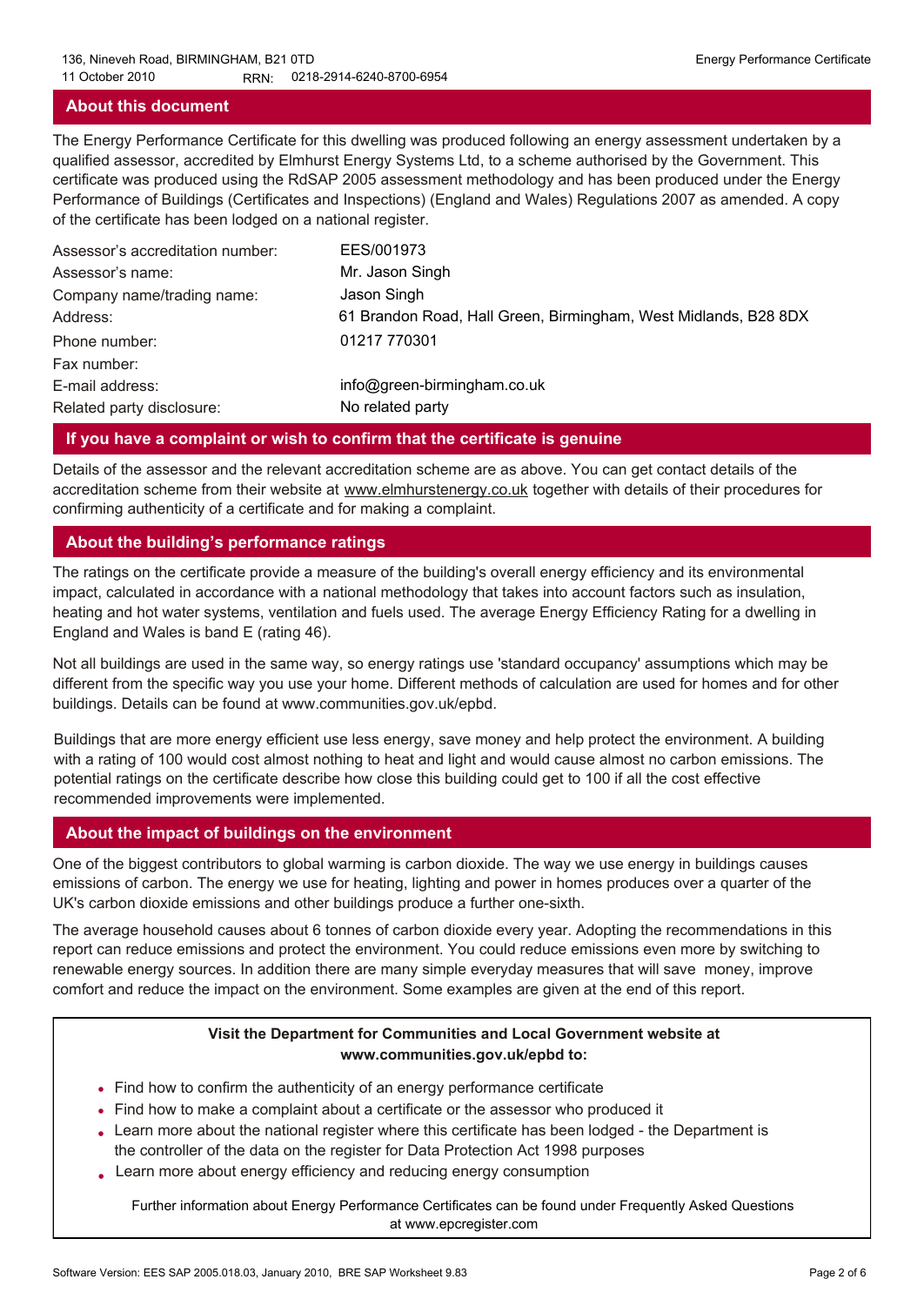## About this document

The Energy Performance Certificate for this dwelling was produced following an energy assessment undertaken by a qualified assessor, accredited by Elmhurst Energy Systems Ltd, to a scheme authorised by the Government. This certificate was produced using the RdSAP 2005 assessment methodology and has been produced under the Energy Performance of Buildings (Certificates and Inspections) (England and Wales) Regulations 2007 as amended. A copy of the certificate has been lodged on a national register.

| | |
|---|---|
| Assessor's accreditation number: | EES/001973 |
| Assessor's name: | Mr. Jason Singh |
| Company name/trading name: | Jason Singh |
| Address: | 61 Brandon Road, Hall Green, Birmingham, West Midlands, B28 8DX |
| Phone number: | 01217 770301 |
| Fax number: | |
| E-mail address: | info@green-birmingham.co.uk |
| Related party disclosure: | No related party |

## If you have a complaint or wish to confirm that the certificate is genuine

Details of the assessor and the relevant accreditation scheme are as above. You can get contact details of the accreditation scheme from their website at www.elmhurstenergy.co.uk together with details of their procedures for confirming authenticity of a certificate and for making a complaint.

## About the building's performance ratings

The ratings on the certificate provide a measure of the building's overall energy efficiency and its environmental impact, calculated in accordance with a national methodology that takes into account factors such as insulation, heating and hot water systems, ventilation and fuels used. The average Energy Efficiency Rating for a dwelling in England and Wales is band E (rating 46).

Not all buildings are used in the same way, so energy ratings use 'standard occupancy' assumptions which may be different from the specific way you use your home. Different methods of calculation are used for homes and for other buildings. Details can be found at www.communities.gov.uk/epbd.

Buildings that are more energy efficient use less energy, save money and help protect the environment. A building with a rating of 100 would cost almost nothing to heat and light and would cause almost no carbon emissions. The potential ratings on the certificate describe how close this building could get to 100 if all the cost effective recommended improvements were implemented.

## About the impact of buildings on the environment

One of the biggest contributors to global warming is carbon dioxide. The way we use energy in buildings causes emissions of carbon. The energy we use for heating, lighting and power in homes produces over a quarter of the UK's carbon dioxide emissions and other buildings produce a further one-sixth.

The average household causes about 6 tonnes of carbon dioxide every year. Adopting the recommendations in this report can reduce emissions and protect the environment. You could reduce emissions even more by switching to renewable energy sources. In addition there are many simple everyday measures that will save money, improve comfort and reduce the impact on the environment. Some examples are given at the end of this report.

**Visit the Department for Communities and Local Government website at www.communities.gov.uk/epbd to:**

- Find how to confirm the authenticity of an energy performance certificate
- Find how to make a complaint about a certificate or the assessor who produced it
- Learn more about the national register where this certificate has been lodged - the Department is the controller of the data on the register for Data Protection Act 1998 purposes
- Learn more about energy efficiency and reducing energy consumption

Further information about Energy Performance Certificates can be found under Frequently Asked Questions at www.epcregister.com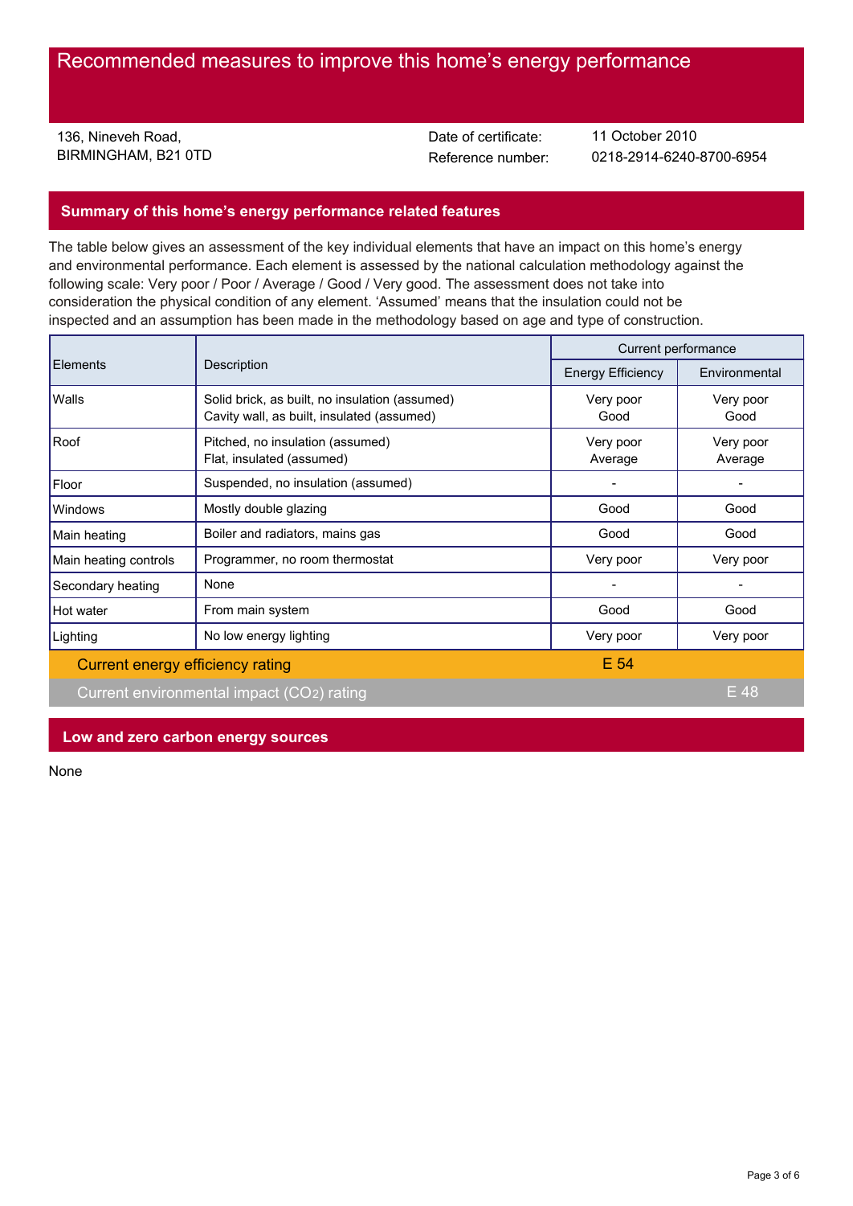# Recommended measures to improve this home's energy performance

136, Nineveh Road,
BIRMINGHAM, B21 0TD

Date of certificate: 11 October 2010
Reference number: 0218-2914-6240-8700-6954

## Summary of this home's energy performance related features

The table below gives an assessment of the key individual elements that have an impact on this home's energy and environmental performance. Each element is assessed by the national calculation methodology against the following scale: Very poor / Poor / Average / Good / Very good. The assessment does not take into consideration the physical condition of any element. 'Assumed' means that the insulation could not be inspected and an assumption has been made in the methodology based on age and type of construction.

| Elements | Description | Current performance | |
|---|---|---|---|
| | | Energy Efficiency | Environmental |
| Walls | Solid brick, as built, no insulation (assumed)<br>Cavity wall, as built, insulated (assumed) | Very poor<br>Good | Very poor<br>Good |
| Roof | Pitched, no insulation (assumed)<br>Flat, insulated (assumed) | Very poor<br>Average | Very poor<br>Average |
| Floor | Suspended, no insulation (assumed) | - | - |
| Windows | Mostly double glazing | Good | Good |
| Main heating | Boiler and radiators, mains gas | Good | Good |
| Main heating controls | Programmer, no room thermostat | Very poor | Very poor |
| Secondary heating | None | - | - |
| Hot water | From main system | Good | Good |
| Lighting | No low energy lighting | Very poor | Very poor |
| Current energy efficiency rating | | E 54 | |
| Current environmental impact ($CO_2$) rating | | | E 48 |

## Low and zero carbon energy sources

None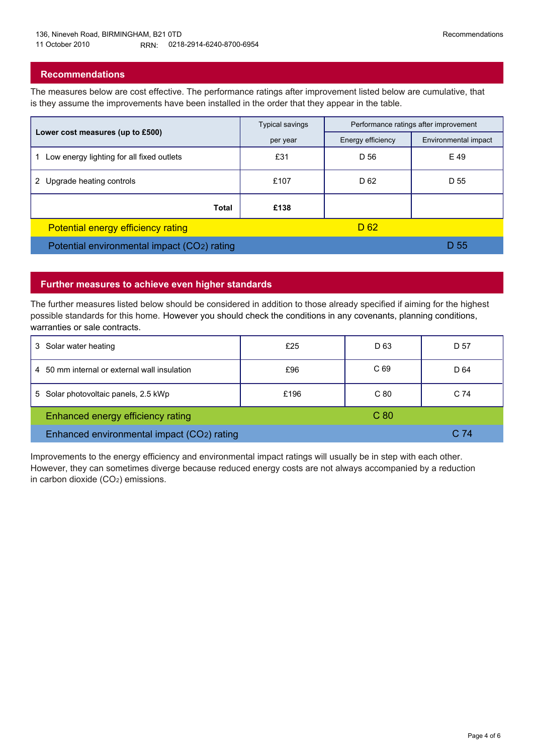136, Nineveh Road, BIRMINGHAM, B21 0TD
11 October 2010 RRN: 0218-2914-6240-8700-6954

## Recommendations

The measures below are cost effective. The performance ratings after improvement listed below are cumulative, that is they assume the improvements have been installed in the order that they appear in the table.

| Lower cost measures (up to £500) | Typical savings per year | Performance ratings after improvement | |
|---|---|---|---|
| | | Energy efficiency | Environmental impact |
| 1 Low energy lighting for all fixed outlets | £31 | D 56 | E 49 |
| 2 Upgrade heating controls | £107 | D 62 | D 55 |
| **Total** | **£138** | | |
| Potential energy efficiency rating | | D 62 | |
| Potential environmental impact ($CO_2$) rating | | | D 55 |

## Further measures to achieve even higher standards

The further measures listed below should be considered in addition to those already specified if aiming for the highest possible standards for this home. However you should check the conditions in any covenants, planning conditions, warranties or sale contracts.

| Measure | Typical savings per year | Energy efficiency | Environmental impact |
|---|---|---|---|
| 3 Solar water heating | £25 | D 63 | D 57 |
| 4 50 mm internal or external wall insulation | £96 | C 69 | D 64 |
| 5 Solar photovoltaic panels, 2.5 kWp | £196 | C 80 | C 74 |
| Enhanced energy efficiency rating | | C 80 | |
| Enhanced environmental impact ($CO_2$) rating | | | C 74 |

Improvements to the energy efficiency and environmental impact ratings will usually be in step with each other. However, they can sometimes diverge because reduced energy costs are not always accompanied by a reduction in carbon dioxide ($CO_2$) emissions.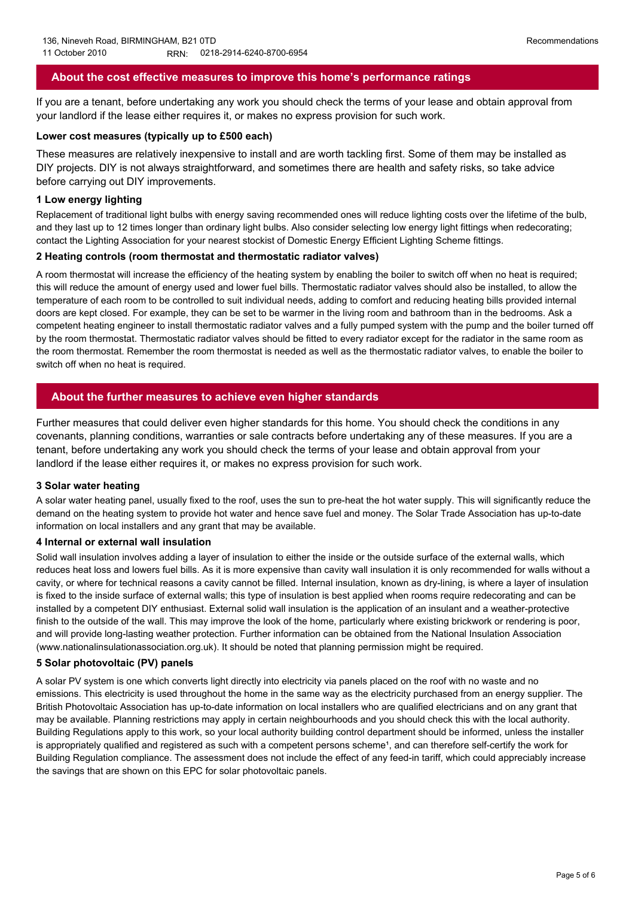## About the cost effective measures to improve this home's performance ratings

If you are a tenant, before undertaking any work you should check the terms of your lease and obtain approval from your landlord if the lease either requires it, or makes no express provision for such work.

**Lower cost measures (typically up to £500 each)**

These measures are relatively inexpensive to install and are worth tackling first. Some of them may be installed as DIY projects. DIY is not always straightforward, and sometimes there are health and safety risks, so take advice before carrying out DIY improvements.

**1 Low energy lighting**

Replacement of traditional light bulbs with energy saving recommended ones will reduce lighting costs over the lifetime of the bulb, and they last up to 12 times longer than ordinary light bulbs. Also consider selecting low energy light fittings when redecorating; contact the Lighting Association for your nearest stockist of Domestic Energy Efficient Lighting Scheme fittings.

**2 Heating controls (room thermostat and thermostatic radiator valves)**

A room thermostat will increase the efficiency of the heating system by enabling the boiler to switch off when no heat is required; this will reduce the amount of energy used and lower fuel bills. Thermostatic radiator valves should also be installed, to allow the temperature of each room to be controlled to suit individual needs, adding to comfort and reducing heating bills provided internal doors are kept closed. For example, they can be set to be warmer in the living room and bathroom than in the bedrooms. Ask a competent heating engineer to install thermostatic radiator valves and a fully pumped system with the pump and the boiler turned off by the room thermostat. Thermostatic radiator valves should be fitted to every radiator except for the radiator in the same room as the room thermostat. Remember the room thermostat is needed as well as the thermostatic radiator valves, to enable the boiler to switch off when no heat is required.

## About the further measures to achieve even higher standards

Further measures that could deliver even higher standards for this home. You should check the conditions in any covenants, planning conditions, warranties or sale contracts before undertaking any of these measures. If you are a tenant, before undertaking any work you should check the terms of your lease and obtain approval from your landlord if the lease either requires it, or makes no express provision for such work.

**3 Solar water heating**

A solar water heating panel, usually fixed to the roof, uses the sun to pre-heat the hot water supply. This will significantly reduce the demand on the heating system to provide hot water and hence save fuel and money. The Solar Trade Association has up-to-date information on local installers and any grant that may be available.

**4 Internal or external wall insulation**

Solid wall insulation involves adding a layer of insulation to either the inside or the outside surface of the external walls, which reduces heat loss and lowers fuel bills. As it is more expensive than cavity wall insulation it is only recommended for walls without a cavity, or where for technical reasons a cavity cannot be filled. Internal insulation, known as dry-lining, is where a layer of insulation is fixed to the inside surface of external walls; this type of insulation is best applied when rooms require redecorating and can be installed by a competent DIY enthusiast. External solid wall insulation is the application of an insulant and a weather-protective finish to the outside of the wall. This may improve the look of the home, particularly where existing brickwork or rendering is poor, and will provide long-lasting weather protection. Further information can be obtained from the National Insulation Association (www.nationalinsulationassociation.org.uk). It should be noted that planning permission might be required.

**5 Solar photovoltaic (PV) panels**

A solar PV system is one which converts light directly into electricity via panels placed on the roof with no waste and no emissions. This electricity is used throughout the home in the same way as the electricity purchased from an energy supplier. The British Photovoltaic Association has up-to-date information on local installers who are qualified electricians and on any grant that may be available. Planning restrictions may apply in certain neighbourhoods and you should check this with the local authority. Building Regulations apply to this work, so your local authority building control department should be informed, unless the installer is appropriately qualified and registered as such with a competent persons scheme[1], and can therefore self-certify the work for Building Regulation compliance. The assessment does not include the effect of any feed-in tariff, which could appreciably increase the savings that are shown on this EPC for solar photovoltaic panels.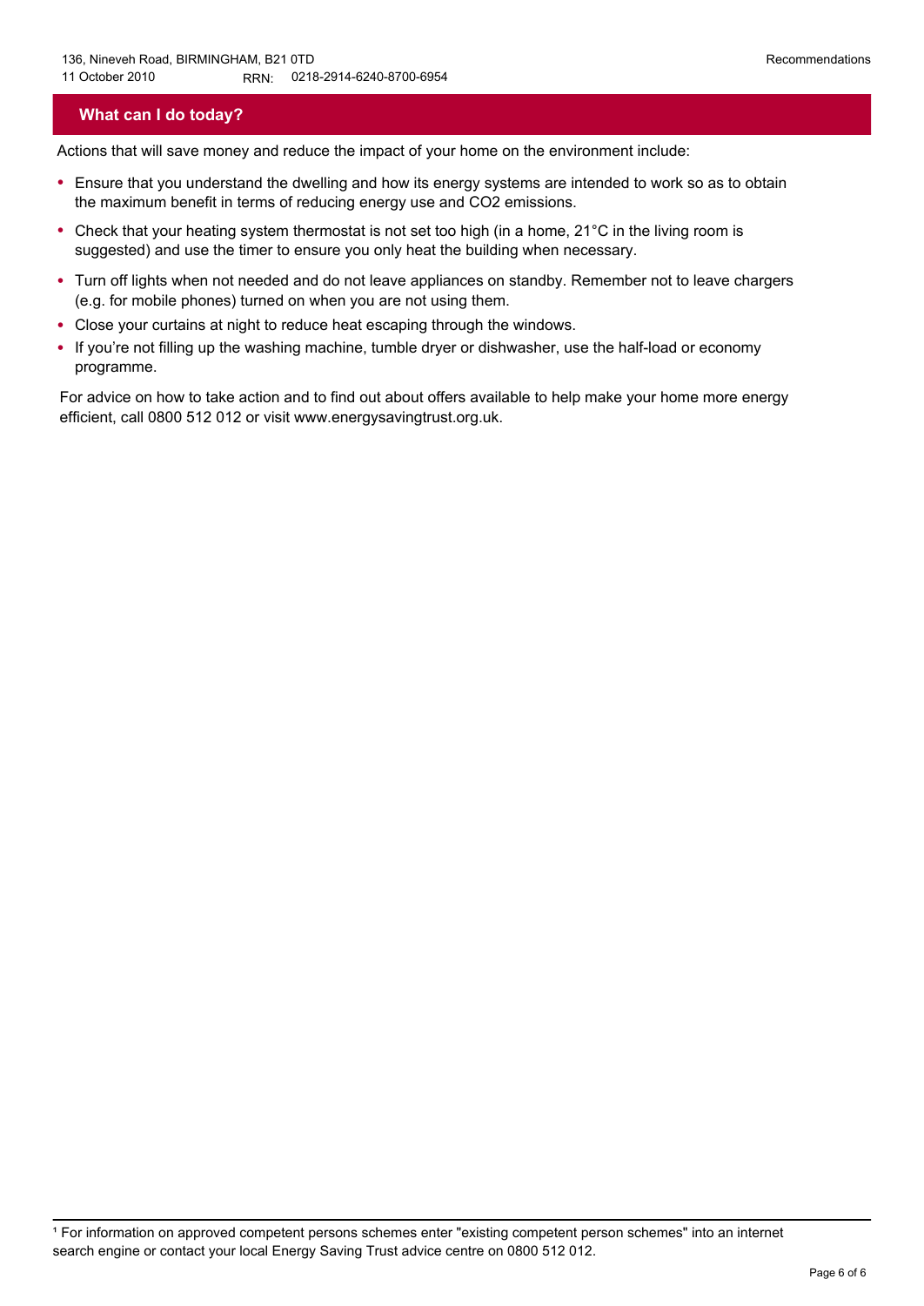## What can I do today?

Actions that will save money and reduce the impact of your home on the environment include:

- Ensure that you understand the dwelling and how its energy systems are intended to work so as to obtain the maximum benefit in terms of reducing energy use and $CO_2$ emissions.
- Check that your heating system thermostat is not set too high (in a home, 21°C in the living room is suggested) and use the timer to ensure you only heat the building when necessary.
- Turn off lights when not needed and do not leave appliances on standby. Remember not to leave chargers (e.g. for mobile phones) turned on when you are not using them.
- Close your curtains at night to reduce heat escaping through the windows.
- If you're not filling up the washing machine, tumble dryer or dishwasher, use the half-load or economy programme.

For advice on how to take action and to find out about offers available to help make your home more energy efficient, call 0800 512 012 or visit www.energysavingtrust.org.uk.

[1] For information on approved competent persons schemes enter "existing competent person schemes" into an internet search engine or contact your local Energy Saving Trust advice centre on 0800 512 012.